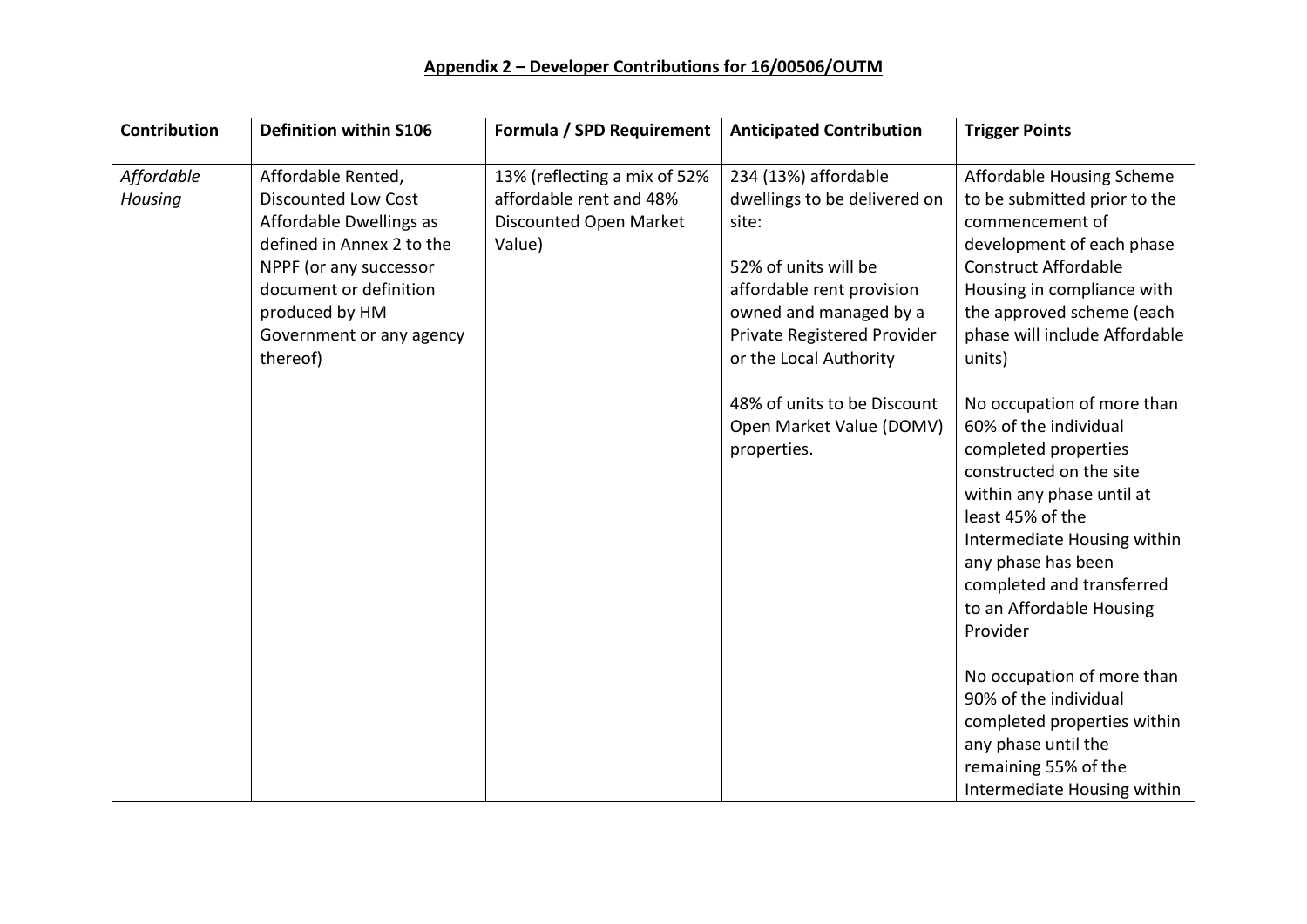**Appendix 2 – Developer Contributions for 16/00506/OUTM**

| Contribution | Definition within S106 | Formula / SPD Requirement | Anticipated Contribution | Trigger Points |
|---|---|---|---|---|
| *Affordable Housing* | Affordable Rented, Discounted Low Cost Affordable Dwellings as defined in Annex 2 to the NPPF (or any successor document or definition produced by HM Government or any agency thereof) | 13% (reflecting a mix of 52% affordable rent and 48% Discounted Open Market Value) | 234 (13%) affordable dwellings to be delivered on site:<br><br>52% of units will be affordable rent provision owned and managed by a Private Registered Provider or the Local Authority<br><br>48% of units to be Discount Open Market Value (DOMV) properties. | Affordable Housing Scheme to be submitted prior to the commencement of development of each phase Construct Affordable Housing in compliance with the approved scheme (each phase will include Affordable units)<br><br>No occupation of more than 60% of the individual completed properties constructed on the site within any phase until at least 45% of the Intermediate Housing within any phase has been completed and transferred to an Affordable Housing Provider<br><br>No occupation of more than 90% of the individual completed properties within any phase until the remaining 55% of the Intermediate Housing within |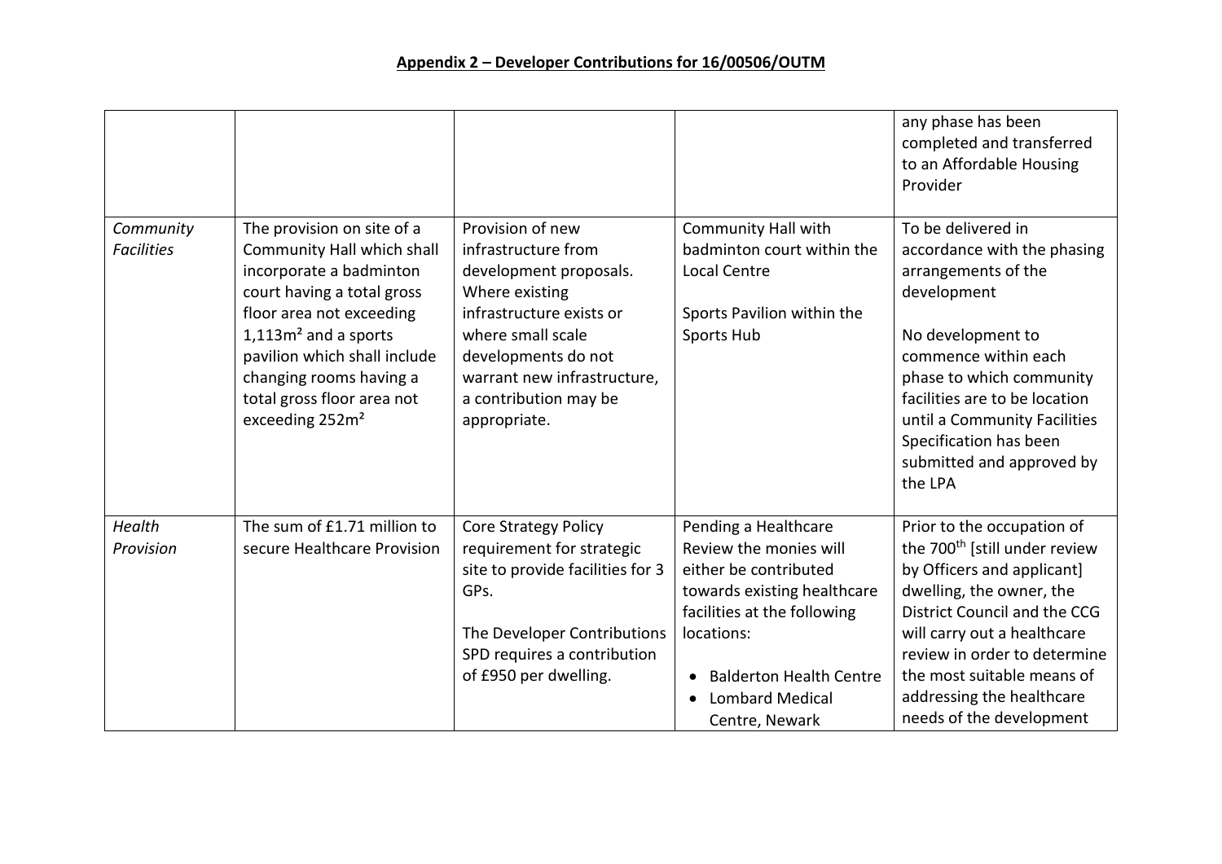**Appendix 2 – Developer Contributions for 16/00506/OUTM**

| | | | | |
|---|---|---|---|---|
| | | | | any phase has been completed and transferred to an Affordable Housing Provider |
| *Community Facilities* | The provision on site of a Community Hall which shall incorporate a badminton court having a total gross floor area not exceeding 1,113m² and a sports pavilion which shall include changing rooms having a total gross floor area not exceeding 252m² | Provision of new infrastructure from development proposals. Where existing infrastructure exists or where small scale developments do not warrant new infrastructure, a contribution may be appropriate. | Community Hall with badminton court within the Local Centre<br><br>Sports Pavilion within the Sports Hub | To be delivered in accordance with the phasing arrangements of the development<br><br>No development to commence within each phase to which community facilities are to be location until a Community Facilities Specification has been submitted and approved by the LPA |
| *Health Provision* | The sum of £1.71 million to secure Healthcare Provision | Core Strategy Policy requirement for strategic site to provide facilities for 3 GPs.<br><br>The Developer Contributions SPD requires a contribution of £950 per dwelling. | Pending a Healthcare Review the monies will either be contributed towards existing healthcare facilities at the following locations:<br><br>• Balderton Health Centre<br>• Lombard Medical Centre, Newark | Prior to the occupation of the 700th [still under review by Officers and applicant] dwelling, the owner, the District Council and the CCG will carry out a healthcare review in order to determine the most suitable means of addressing the healthcare needs of the development |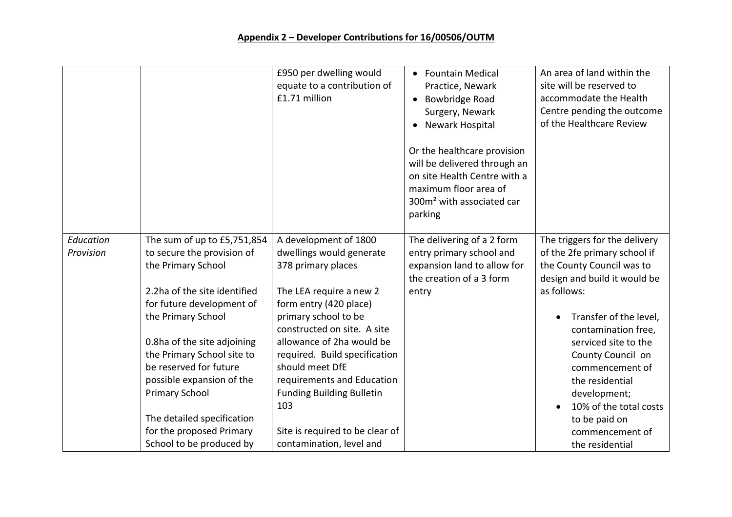## Appendix 2 – Developer Contributions for 16/00506/OUTM

| | | | | |
|---|---|---|---|---|
| | | £950 per dwelling would equate to a contribution of £1.71 million | <ul><li>Fountain Medical Practice, Newark</li><li>Bowbridge Road Surgery, Newark</li><li>Newark Hospital</li></ul><br>Or the healthcare provision will be delivered through an on site Health Centre with a maximum floor area of 300m² with associated car parking | An area of land within the site will be reserved to accommodate the Health Centre pending the outcome of the Healthcare Review |
| *Education Provision* | The sum of up to £5,751,854 to secure the provision of the Primary School<br><br>2.2ha of the site identified for future development of the Primary School<br><br>0.8ha of the site adjoining the Primary School site to be reserved for future possible expansion of the Primary School<br><br>The detailed specification for the proposed Primary School to be produced by | A development of 1800 dwellings would generate 378 primary places<br><br>The LEA require a new 2 form entry (420 place) primary school to be constructed on site. A site allowance of 2ha would be required. Build specification should meet DfE requirements and Education Funding Building Bulletin 103<br><br>Site is required to be clear of contamination, level and | The delivering of a 2 form entry primary school and expansion land to allow for the creation of a 3 form entry | The triggers for the delivery of the 2fe primary school if the County Council was to design and build it would be as follows:<br><ul><li>Transfer of the level, contamination free, serviced site to the County Council on commencement of the residential development;</li><li>10% of the total costs to be paid on commencement of the residential</li></ul> |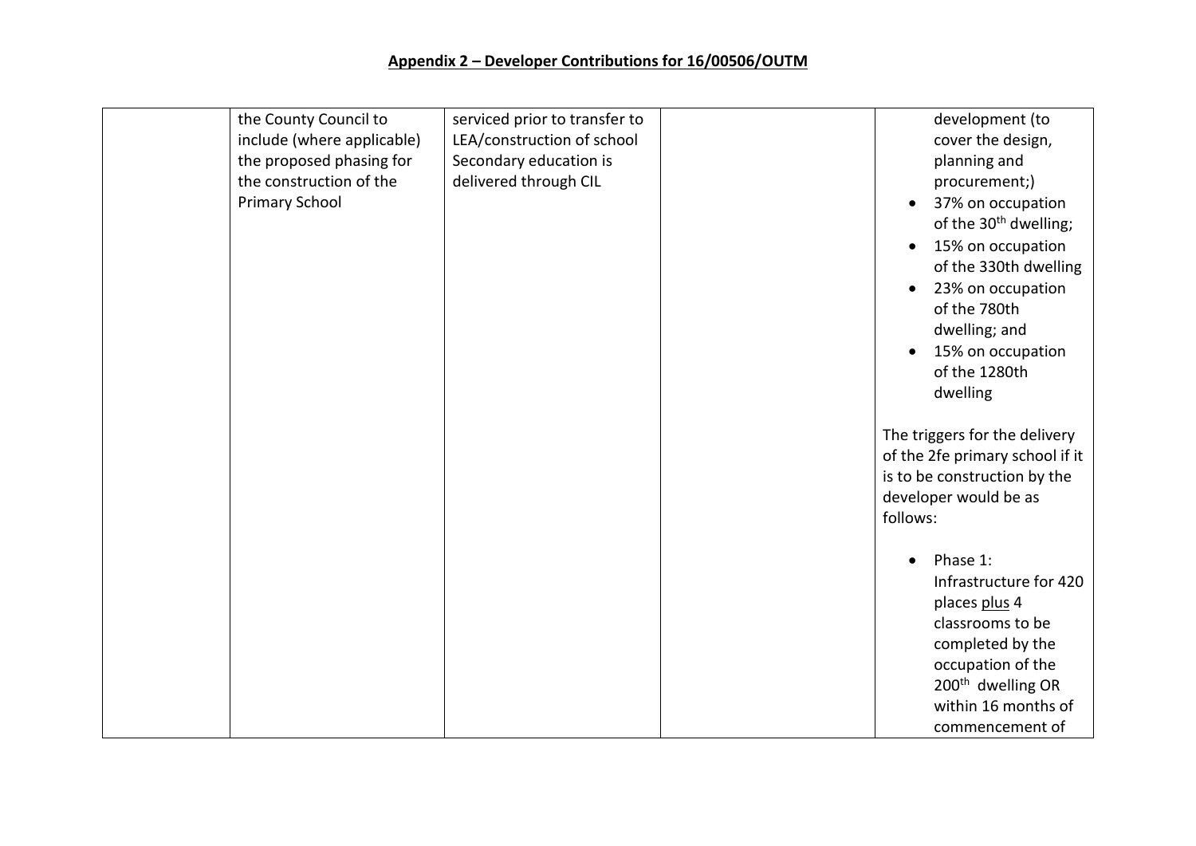## Appendix 2 – Developer Contributions for 16/00506/OUTM

| | | | | |
|---|---|---|---|---|
| | the County Council to include (where applicable) the proposed phasing for the construction of the Primary School | serviced prior to transfer to LEA/construction of school Secondary education is delivered through CIL | | development (to cover the design, planning and procurement;)<br>• 37% on occupation of the 30th dwelling;<br>• 15% on occupation of the 330th dwelling<br>• 23% on occupation of the 780th dwelling; and<br>• 15% on occupation of the 1280th dwelling<br><br>The triggers for the delivery of the 2fe primary school if it is to be construction by the developer would be as follows:<br><br>• Phase 1: Infrastructure for 420 places plus 4 classrooms to be completed by the occupation of the 200th dwelling OR within 16 months of commencement of |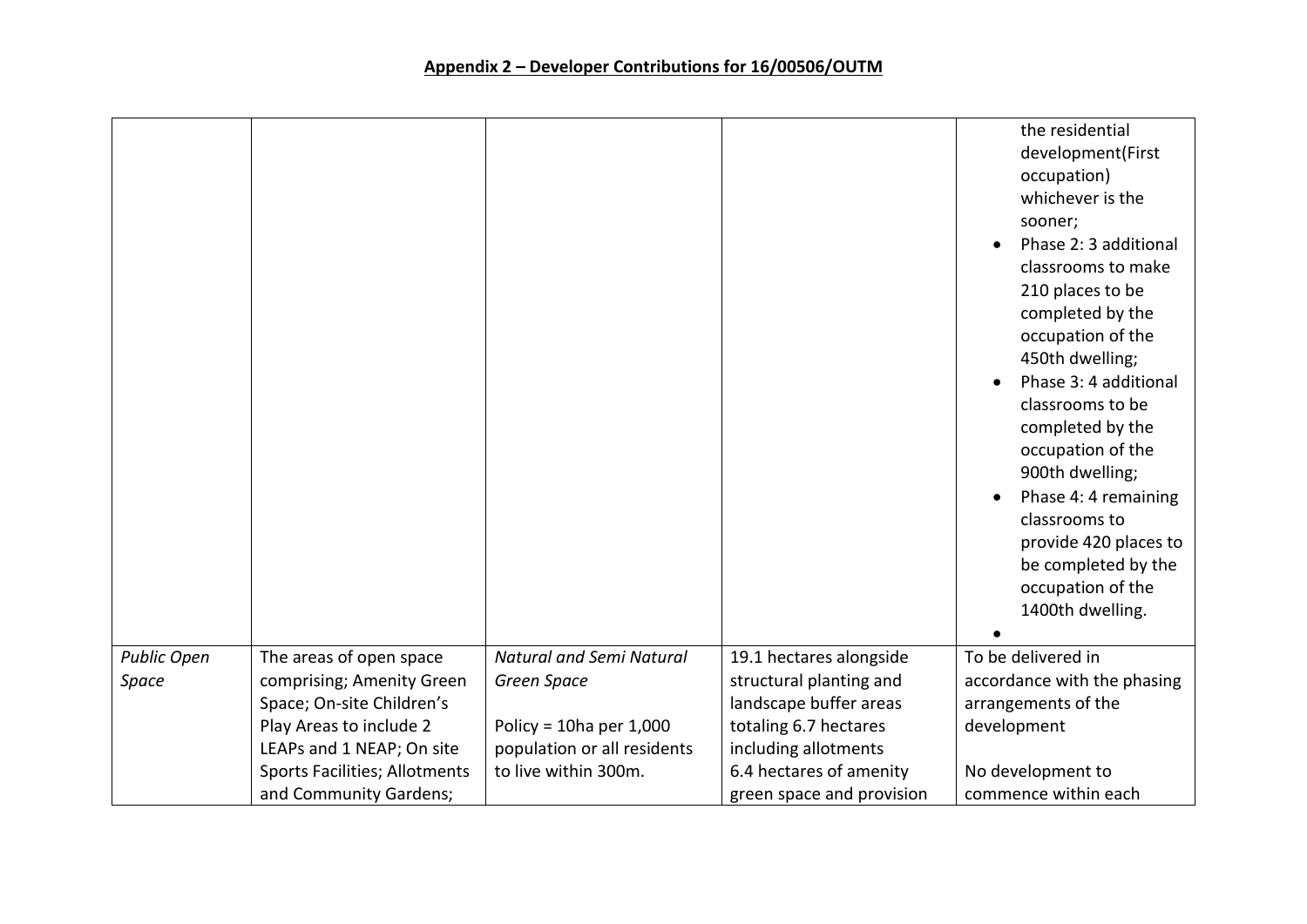## Appendix 2 – Developer Contributions for 16/00506/OUTM

| | | | | |
|---|---|---|---|---|
| | | | | the residential development(First occupation) whichever is the sooner;<br>• Phase 2: 3 additional classrooms to make 210 places to be completed by the occupation of the 450th dwelling;<br>• Phase 3: 4 additional classrooms to be completed by the occupation of the 900th dwelling;<br>• Phase 4: 4 remaining classrooms to provide 420 places to be completed by the occupation of the 1400th dwelling.<br>• |
| *Public Open Space* | The areas of open space comprising; Amenity Green Space; On-site Children's Play Areas to include 2 LEAPs and 1 NEAP; On site Sports Facilities; Allotments and Community Gardens; | *Natural and Semi Natural Green Space*<br><br>Policy = 10ha per 1,000 population or all residents to live within 300m. | 19.1 hectares alongside structural planting and landscape buffer areas totaling 6.7 hectares including allotments 6.4 hectares of amenity green space and provision | To be delivered in accordance with the phasing arrangements of the development<br><br>No development to commence within each |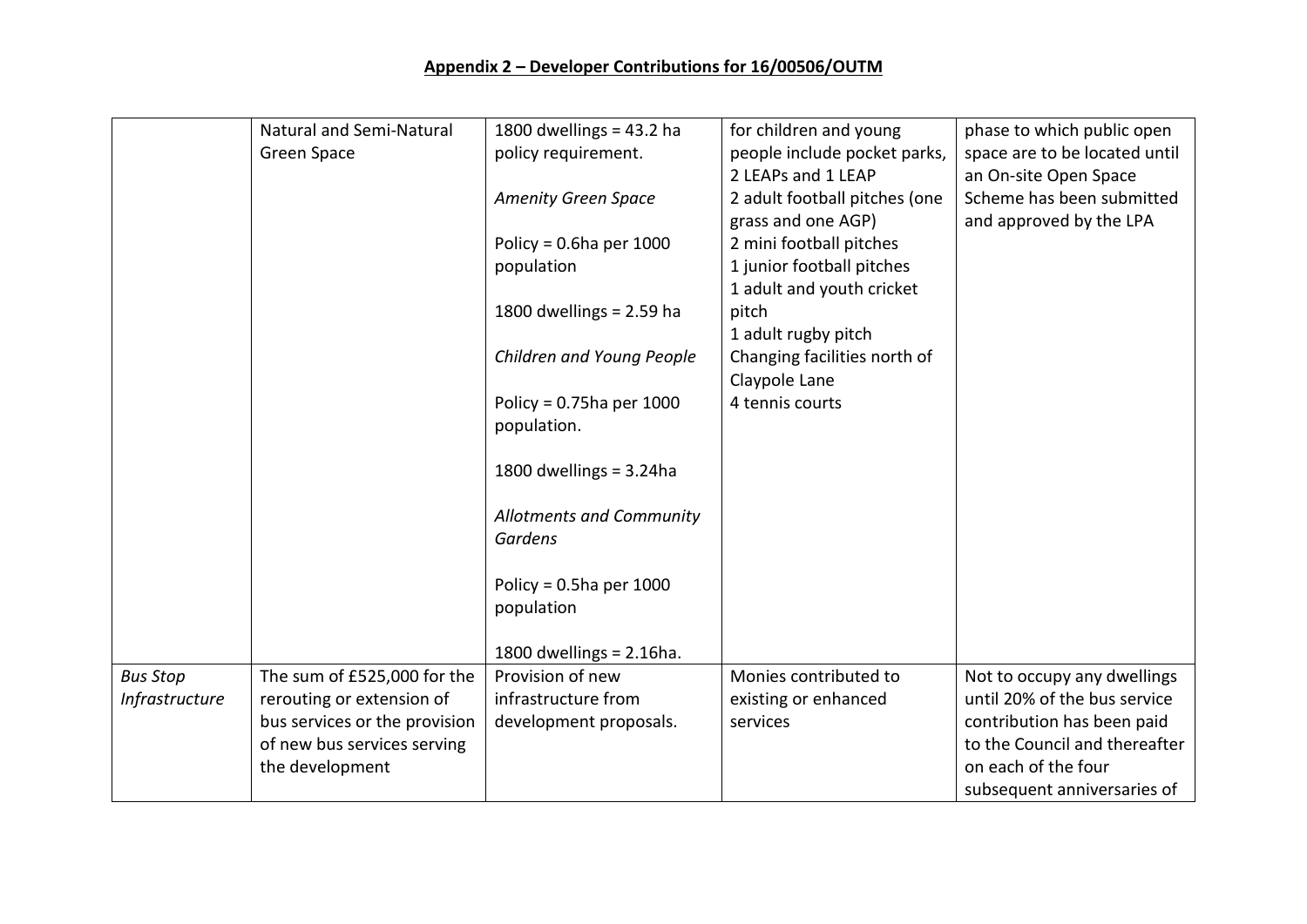## Appendix 2 – Developer Contributions for 16/00506/OUTM

| | | | | |
|---|---|---|---|---|
| | Natural and Semi-Natural Green Space | 1800 dwellings = 43.2 ha policy requirement.<br><br>*Amenity Green Space*<br><br>Policy = 0.6ha per 1000 population<br><br>1800 dwellings = 2.59 ha<br><br>*Children and Young People*<br><br>Policy = 0.75ha per 1000 population.<br><br>1800 dwellings = 3.24ha<br><br>*Allotments and Community Gardens*<br><br>Policy = 0.5ha per 1000 population<br><br>1800 dwellings = 2.16ha. | for children and young people include pocket parks, 2 LEAPs and 1 LEAP<br>2 adult football pitches (one grass and one AGP)<br>2 mini football pitches<br>1 junior football pitches<br>1 adult and youth cricket pitch<br>1 adult rugby pitch<br>Changing facilities north of Claypole Lane<br>4 tennis courts | phase to which public open space are to be located until an On-site Open Space Scheme has been submitted and approved by the LPA |
| *Bus Stop Infrastructure* | The sum of £525,000 for the rerouting or extension of bus services or the provision of new bus services serving the development | Provision of new infrastructure from development proposals. | Monies contributed to existing or enhanced services | Not to occupy any dwellings until 20% of the bus service contribution has been paid to the Council and thereafter on each of the four subsequent anniversaries of |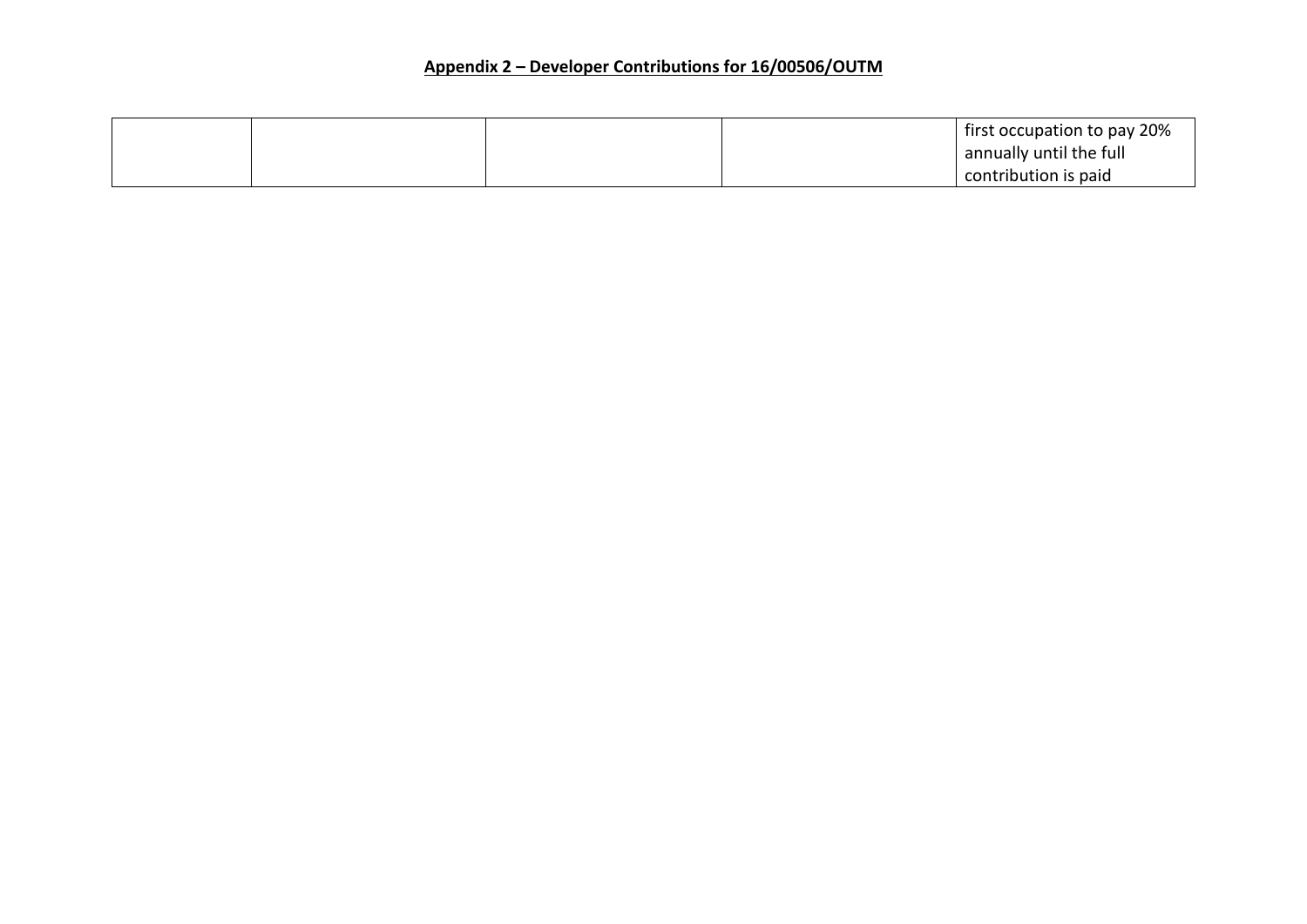**Appendix 2 – Developer Contributions for 16/00506/OUTM**

| | | | | |
|---|---|---|---|---|
| | | | | first occupation to pay 20% annually until the full contribution is paid |